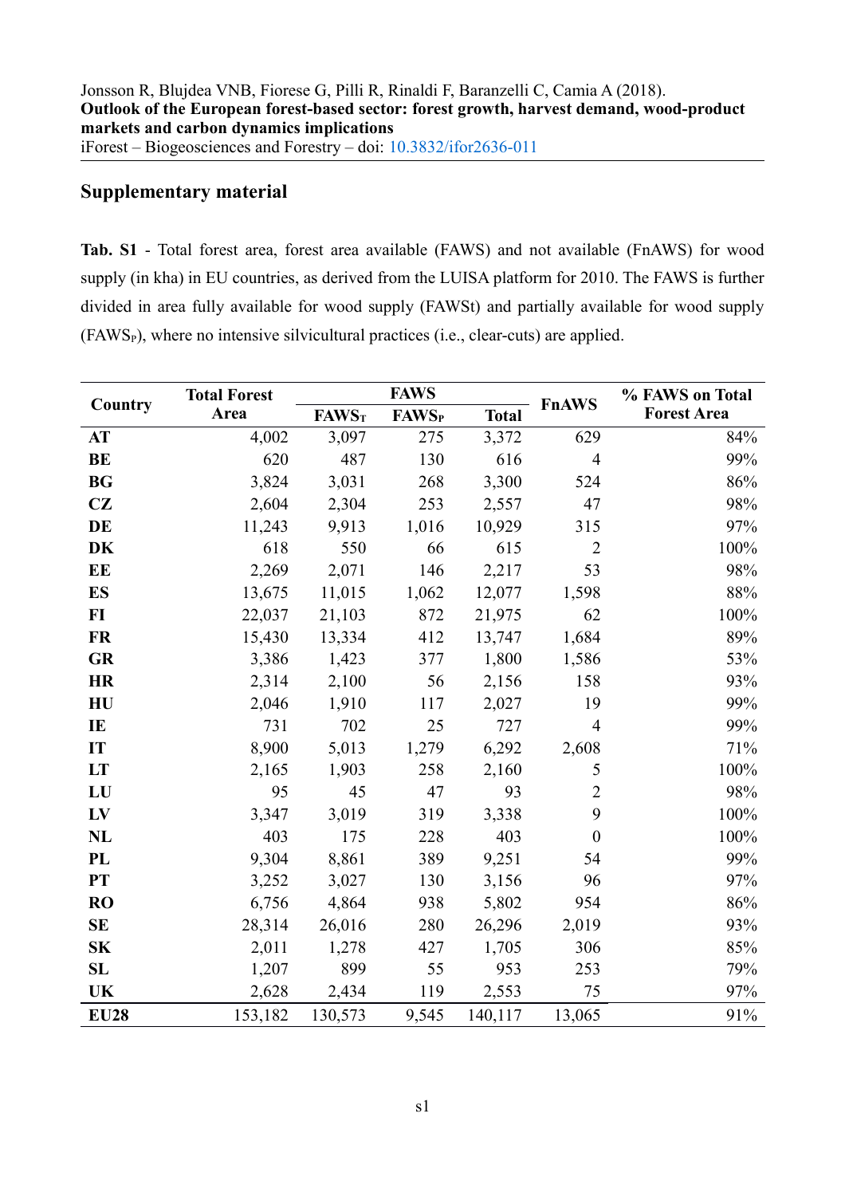Jonsson R, Blujdea VNB, Fiorese G, Pilli R, Rinaldi F, Baranzelli C, Camia A (2018).
**Outlook of the European forest-based sector: forest growth, harvest demand, wood-product markets and carbon dynamics implications**
iForest – Biogeosciences and Forestry – doi: 10.3832/ifor2636-011

## Supplementary material

**Tab. S1** - Total forest area, forest area available (FAWS) and not available (FnAWS) for wood supply (in kha) in EU countries, as derived from the LUISA platform for 2010. The FAWS is further divided in area fully available for wood supply (FAWSt) and partially available for wood supply ($FAWS_P$), where no intensive silvicultural practices (i.e., clear-cuts) are applied.

| Country | Total Forest Area | FAWS | | | FnAWS | % FAWS on Total Forest Area |
|---|---|---|---|---|---|---|
| | | $FAWS_T$ | $FAWS_P$ | Total | | |
| **AT** | 4,002 | 3,097 | 275 | 3,372 | 629 | 84% |
| **BE** | 620 | 487 | 130 | 616 | 4 | 99% |
| **BG** | 3,824 | 3,031 | 268 | 3,300 | 524 | 86% |
| **CZ** | 2,604 | 2,304 | 253 | 2,557 | 47 | 98% |
| **DE** | 11,243 | 9,913 | 1,016 | 10,929 | 315 | 97% |
| **DK** | 618 | 550 | 66 | 615 | 2 | 100% |
| **EE** | 2,269 | 2,071 | 146 | 2,217 | 53 | 98% |
| **ES** | 13,675 | 11,015 | 1,062 | 12,077 | 1,598 | 88% |
| **FI** | 22,037 | 21,103 | 872 | 21,975 | 62 | 100% |
| **FR** | 15,430 | 13,334 | 412 | 13,747 | 1,684 | 89% |
| **GR** | 3,386 | 1,423 | 377 | 1,800 | 1,586 | 53% |
| **HR** | 2,314 | 2,100 | 56 | 2,156 | 158 | 93% |
| **HU** | 2,046 | 1,910 | 117 | 2,027 | 19 | 99% |
| **IE** | 731 | 702 | 25 | 727 | 4 | 99% |
| **IT** | 8,900 | 5,013 | 1,279 | 6,292 | 2,608 | 71% |
| **LT** | 2,165 | 1,903 | 258 | 2,160 | 5 | 100% |
| **LU** | 95 | 45 | 47 | 93 | 2 | 98% |
| **LV** | 3,347 | 3,019 | 319 | 3,338 | 9 | 100% |
| **NL** | 403 | 175 | 228 | 403 | 0 | 100% |
| **PL** | 9,304 | 8,861 | 389 | 9,251 | 54 | 99% |
| **PT** | 3,252 | 3,027 | 130 | 3,156 | 96 | 97% |
| **RO** | 6,756 | 4,864 | 938 | 5,802 | 954 | 86% |
| **SE** | 28,314 | 26,016 | 280 | 26,296 | 2,019 | 93% |
| **SK** | 2,011 | 1,278 | 427 | 1,705 | 306 | 85% |
| **SL** | 1,207 | 899 | 55 | 953 | 253 | 79% |
| **UK** | 2,628 | 2,434 | 119 | 2,553 | 75 | 97% |
| **EU28** | 153,182 | 130,573 | 9,545 | 140,117 | 13,065 | 91% |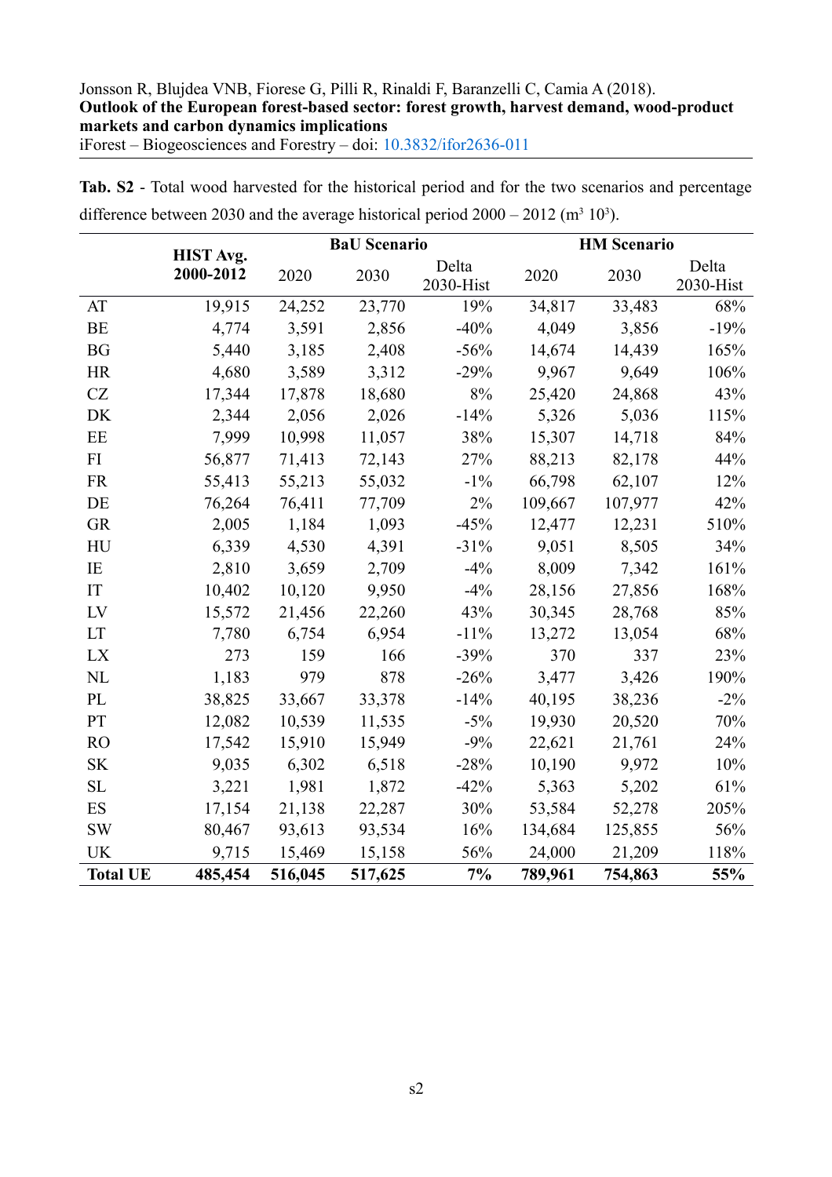Jonsson R, Blujdea VNB, Fiorese G, Pilli R, Rinaldi F, Baranzelli C, Camia A (2018).
**Outlook of the European forest-based sector: forest growth, harvest demand, wood-product markets and carbon dynamics implications**
iForest – Biogeosciences and Forestry – doi: 10.3832/ifor2636-011

**Tab. S2** - Total wood harvested for the historical period and for the two scenarios and percentage difference between 2030 and the average historical period 2000 – 2012 ($m^3$ $10^3$).

| | HIST Avg. 2000-2012 | BaU Scenario | | | HM Scenario | | |
|---|---|---|---|---|---|---|---|
| | | 2020 | 2030 | Delta 2030-Hist | 2020 | 2030 | Delta 2030-Hist |
| AT | 19,915 | 24,252 | 23,770 | 19% | 34,817 | 33,483 | 68% |
| BE | 4,774 | 3,591 | 2,856 | -40% | 4,049 | 3,856 | -19% |
| BG | 5,440 | 3,185 | 2,408 | -56% | 14,674 | 14,439 | 165% |
| HR | 4,680 | 3,589 | 3,312 | -29% | 9,967 | 9,649 | 106% |
| CZ | 17,344 | 17,878 | 18,680 | 8% | 25,420 | 24,868 | 43% |
| DK | 2,344 | 2,056 | 2,026 | -14% | 5,326 | 5,036 | 115% |
| EE | 7,999 | 10,998 | 11,057 | 38% | 15,307 | 14,718 | 84% |
| FI | 56,877 | 71,413 | 72,143 | 27% | 88,213 | 82,178 | 44% |
| FR | 55,413 | 55,213 | 55,032 | -1% | 66,798 | 62,107 | 12% |
| DE | 76,264 | 76,411 | 77,709 | 2% | 109,667 | 107,977 | 42% |
| GR | 2,005 | 1,184 | 1,093 | -45% | 12,477 | 12,231 | 510% |
| HU | 6,339 | 4,530 | 4,391 | -31% | 9,051 | 8,505 | 34% |
| IE | 2,810 | 3,659 | 2,709 | -4% | 8,009 | 7,342 | 161% |
| IT | 10,402 | 10,120 | 9,950 | -4% | 28,156 | 27,856 | 168% |
| LV | 15,572 | 21,456 | 22,260 | 43% | 30,345 | 28,768 | 85% |
| LT | 7,780 | 6,754 | 6,954 | -11% | 13,272 | 13,054 | 68% |
| LX | 273 | 159 | 166 | -39% | 370 | 337 | 23% |
| NL | 1,183 | 979 | 878 | -26% | 3,477 | 3,426 | 190% |
| PL | 38,825 | 33,667 | 33,378 | -14% | 40,195 | 38,236 | -2% |
| PT | 12,082 | 10,539 | 11,535 | -5% | 19,930 | 20,520 | 70% |
| RO | 17,542 | 15,910 | 15,949 | -9% | 22,621 | 21,761 | 24% |
| SK | 9,035 | 6,302 | 6,518 | -28% | 10,190 | 9,972 | 10% |
| SL | 3,221 | 1,981 | 1,872 | -42% | 5,363 | 5,202 | 61% |
| ES | 17,154 | 21,138 | 22,287 | 30% | 53,584 | 52,278 | 205% |
| SW | 80,467 | 93,613 | 93,534 | 16% | 134,684 | 125,855 | 56% |
| UK | 9,715 | 15,469 | 15,158 | 56% | 24,000 | 21,209 | 118% |
| **Total UE** | **485,454** | **516,045** | **517,625** | **7%** | **789,961** | **754,863** | **55%** |